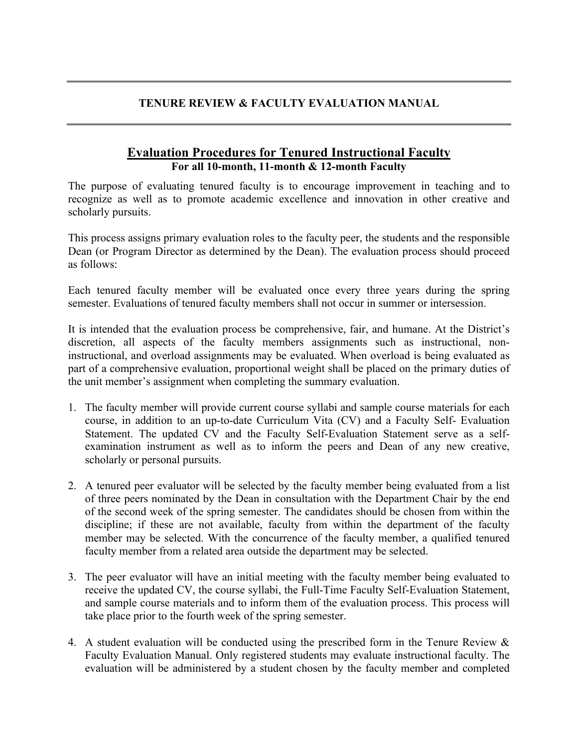# TENURE REVIEW & FACULTY EVALUATION MANUAL

## Evaluation Procedures for Tenured Instructional Faculty

**For all 10-month, 11-month & 12-month Faculty**

The purpose of evaluating tenured faculty is to encourage improvement in teaching and to recognize as well as to promote academic excellence and innovation in other creative and scholarly pursuits.

This process assigns primary evaluation roles to the faculty peer, the students and the responsible Dean (or Program Director as determined by the Dean). The evaluation process should proceed as follows:

Each tenured faculty member will be evaluated once every three years during the spring semester. Evaluations of tenured faculty members shall not occur in summer or intersession.

It is intended that the evaluation process be comprehensive, fair, and humane. At the District's discretion, all aspects of the faculty members assignments such as instructional, non-instructional, and overload assignments may be evaluated. When overload is being evaluated as part of a comprehensive evaluation, proportional weight shall be placed on the primary duties of the unit member's assignment when completing the summary evaluation.

1. The faculty member will provide current course syllabi and sample course materials for each course, in addition to an up-to-date Curriculum Vita (CV) and a Faculty Self- Evaluation Statement. The updated CV and the Faculty Self-Evaluation Statement serve as a self-examination instrument as well as to inform the peers and Dean of any new creative, scholarly or personal pursuits.

2. A tenured peer evaluator will be selected by the faculty member being evaluated from a list of three peers nominated by the Dean in consultation with the Department Chair by the end of the second week of the spring semester. The candidates should be chosen from within the discipline; if these are not available, faculty from within the department of the faculty member may be selected. With the concurrence of the faculty member, a qualified tenured faculty member from a related area outside the department may be selected.

3. The peer evaluator will have an initial meeting with the faculty member being evaluated to receive the updated CV, the course syllabi, the Full-Time Faculty Self-Evaluation Statement, and sample course materials and to inform them of the evaluation process. This process will take place prior to the fourth week of the spring semester.

4. A student evaluation will be conducted using the prescribed form in the Tenure Review & Faculty Evaluation Manual. Only registered students may evaluate instructional faculty. The evaluation will be administered by a student chosen by the faculty member and completed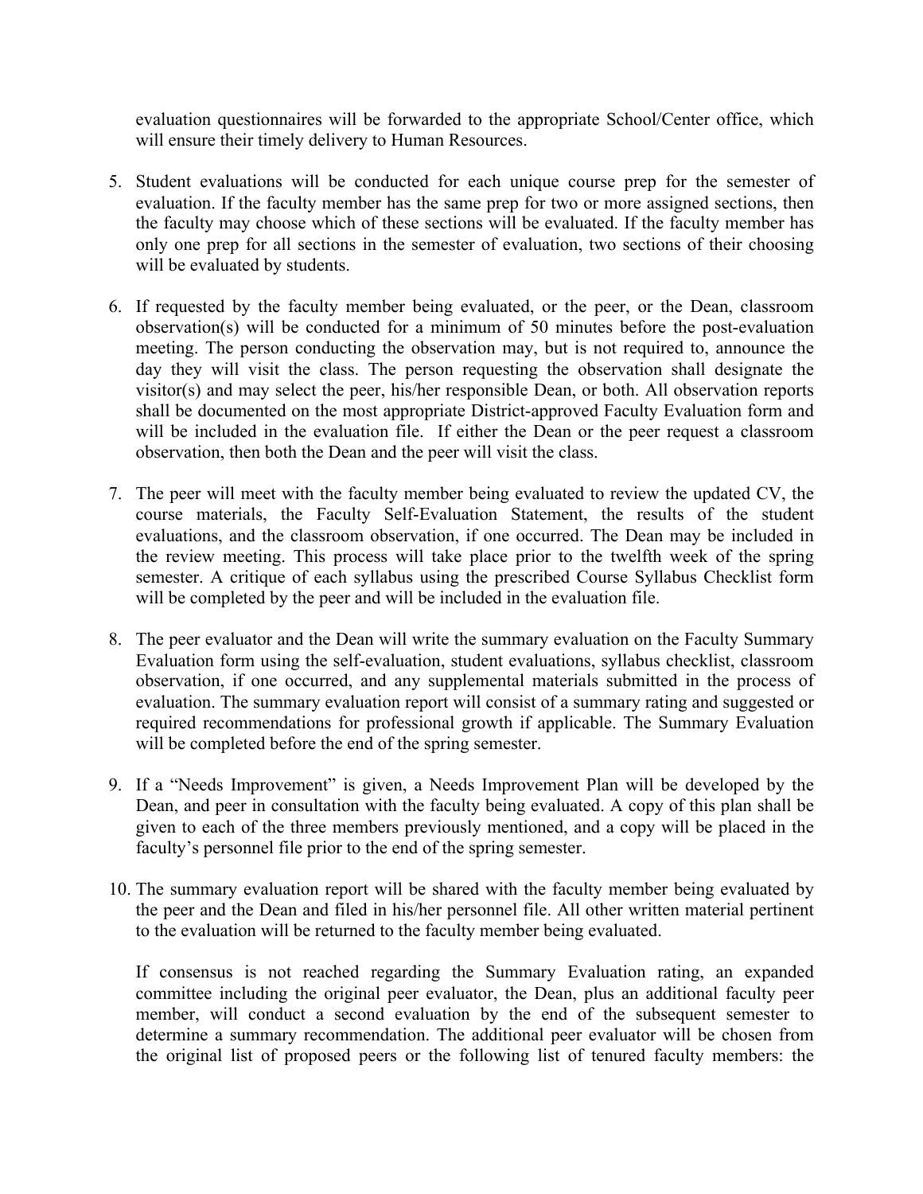evaluation questionnaires will be forwarded to the appropriate School/Center office, which will ensure their timely delivery to Human Resources.

5. Student evaluations will be conducted for each unique course prep for the semester of evaluation. If the faculty member has the same prep for two or more assigned sections, then the faculty may choose which of these sections will be evaluated. If the faculty member has only one prep for all sections in the semester of evaluation, two sections of their choosing will be evaluated by students.

6. If requested by the faculty member being evaluated, or the peer, or the Dean, classroom observation(s) will be conducted for a minimum of 50 minutes before the post-evaluation meeting. The person conducting the observation may, but is not required to, announce the day they will visit the class. The person requesting the observation shall designate the visitor(s) and may select the peer, his/her responsible Dean, or both. All observation reports shall be documented on the most appropriate District-approved Faculty Evaluation form and will be included in the evaluation file. If either the Dean or the peer request a classroom observation, then both the Dean and the peer will visit the class.

7. The peer will meet with the faculty member being evaluated to review the updated CV, the course materials, the Faculty Self-Evaluation Statement, the results of the student evaluations, and the classroom observation, if one occurred. The Dean may be included in the review meeting. This process will take place prior to the twelfth week of the spring semester. A critique of each syllabus using the prescribed Course Syllabus Checklist form will be completed by the peer and will be included in the evaluation file.

8. The peer evaluator and the Dean will write the summary evaluation on the Faculty Summary Evaluation form using the self-evaluation, student evaluations, syllabus checklist, classroom observation, if one occurred, and any supplemental materials submitted in the process of evaluation. The summary evaluation report will consist of a summary rating and suggested or required recommendations for professional growth if applicable. The Summary Evaluation will be completed before the end of the spring semester.

9. If a "Needs Improvement" is given, a Needs Improvement Plan will be developed by the Dean, and peer in consultation with the faculty being evaluated. A copy of this plan shall be given to each of the three members previously mentioned, and a copy will be placed in the faculty's personnel file prior to the end of the spring semester.

10. The summary evaluation report will be shared with the faculty member being evaluated by the peer and the Dean and filed in his/her personnel file. All other written material pertinent to the evaluation will be returned to the faculty member being evaluated.

    If consensus is not reached regarding the Summary Evaluation rating, an expanded committee including the original peer evaluator, the Dean, plus an additional faculty peer member, will conduct a second evaluation by the end of the subsequent semester to determine a summary recommendation. The additional peer evaluator will be chosen from the original list of proposed peers or the following list of tenured faculty members: the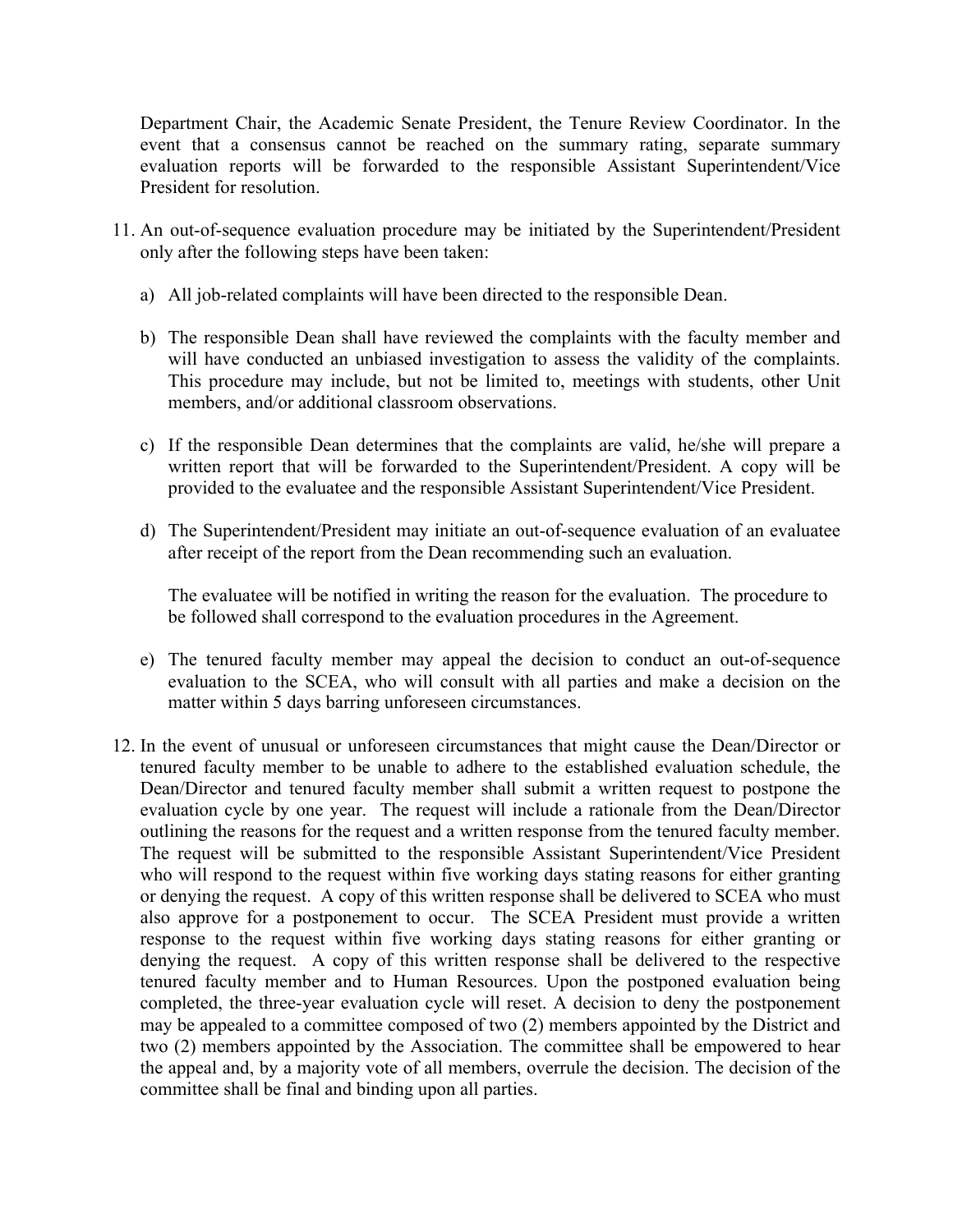Department Chair, the Academic Senate President, the Tenure Review Coordinator. In the event that a consensus cannot be reached on the summary rating, separate summary evaluation reports will be forwarded to the responsible Assistant Superintendent/Vice President for resolution.

11. An out-of-sequence evaluation procedure may be initiated by the Superintendent/President only after the following steps have been taken:

    a) All job-related complaints will have been directed to the responsible Dean.

    b) The responsible Dean shall have reviewed the complaints with the faculty member and will have conducted an unbiased investigation to assess the validity of the complaints. This procedure may include, but not be limited to, meetings with students, other Unit members, and/or additional classroom observations.

    c) If the responsible Dean determines that the complaints are valid, he/she will prepare a written report that will be forwarded to the Superintendent/President. A copy will be provided to the evaluatee and the responsible Assistant Superintendent/Vice President.

    d) The Superintendent/President may initiate an out-of-sequence evaluation of an evaluatee after receipt of the report from the Dean recommending such an evaluation.

       The evaluatee will be notified in writing the reason for the evaluation. The procedure to be followed shall correspond to the evaluation procedures in the Agreement.

    e) The tenured faculty member may appeal the decision to conduct an out-of-sequence evaluation to the SCEA, who will consult with all parties and make a decision on the matter within 5 days barring unforeseen circumstances.

12. In the event of unusual or unforeseen circumstances that might cause the Dean/Director or tenured faculty member to be unable to adhere to the established evaluation schedule, the Dean/Director and tenured faculty member shall submit a written request to postpone the evaluation cycle by one year. The request will include a rationale from the Dean/Director outlining the reasons for the request and a written response from the tenured faculty member. The request will be submitted to the responsible Assistant Superintendent/Vice President who will respond to the request within five working days stating reasons for either granting or denying the request. A copy of this written response shall be delivered to SCEA who must also approve for a postponement to occur. The SCEA President must provide a written response to the request within five working days stating reasons for either granting or denying the request. A copy of this written response shall be delivered to the respective tenured faculty member and to Human Resources. Upon the postponed evaluation being completed, the three-year evaluation cycle will reset. A decision to deny the postponement may be appealed to a committee composed of two (2) members appointed by the District and two (2) members appointed by the Association. The committee shall be empowered to hear the appeal and, by a majority vote of all members, overrule the decision. The decision of the committee shall be final and binding upon all parties.